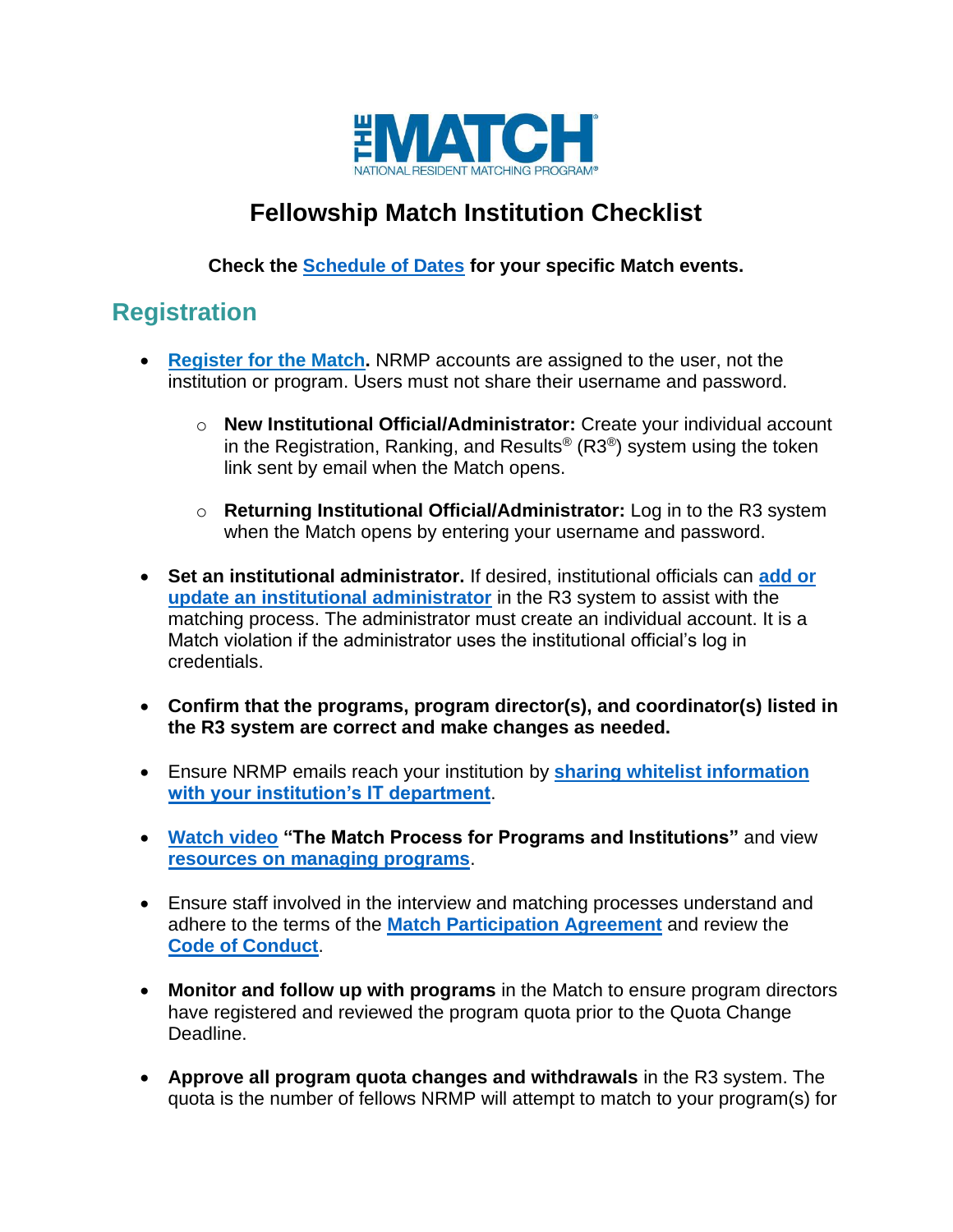# Fellowship Match Institution Checklist

**Check the Schedule of Dates for your specific Match events.**

## Registration

- **Register for the Match.** NRMP accounts are assigned to the user, not the institution or program. Users must not share their username and password.
  - **New Institutional Official/Administrator:** Create your individual account in the Registration, Ranking, and Results® (R3®) system using the token link sent by email when the Match opens.
  - **Returning Institutional Official/Administrator:** Log in to the R3 system when the Match opens by entering your username and password.
- **Set an institutional administrator.** If desired, institutional officials can add or update an institutional administrator in the R3 system to assist with the matching process. The administrator must create an individual account. It is a Match violation if the administrator uses the institutional official's log in credentials.
- **Confirm that the programs, program director(s), and coordinator(s) listed in the R3 system are correct and make changes as needed.**
- Ensure NRMP emails reach your institution by sharing whitelist information with your institution's IT department.
- Watch video **"The Match Process for Programs and Institutions"** and view resources on managing programs.
- Ensure staff involved in the interview and matching processes understand and adhere to the terms of the Match Participation Agreement and review the Code of Conduct.
- **Monitor and follow up with programs** in the Match to ensure program directors have registered and reviewed the program quota prior to the Quota Change Deadline.
- **Approve all program quota changes and withdrawals** in the R3 system. The quota is the number of fellows NRMP will attempt to match to your program(s) for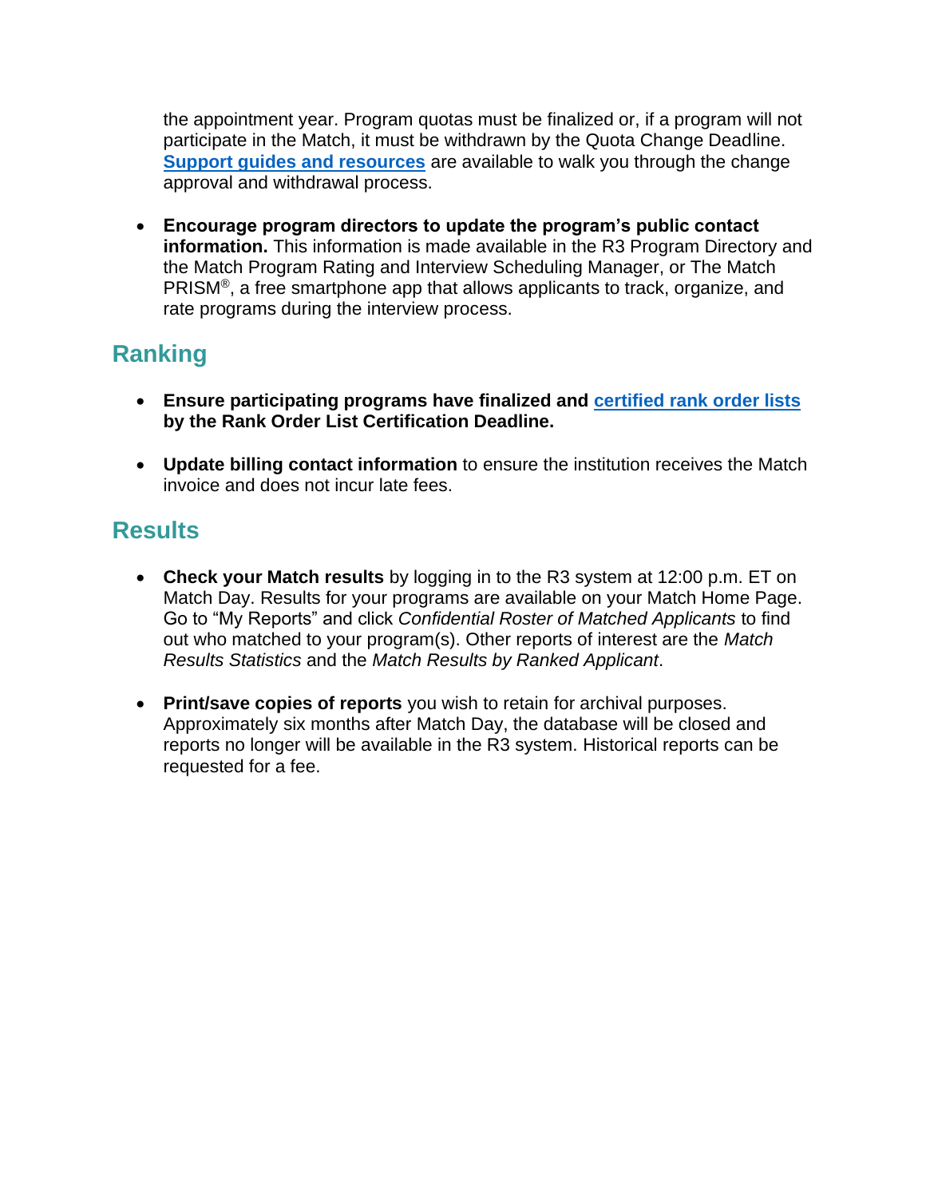the appointment year. Program quotas must be finalized or, if a program will not participate in the Match, it must be withdrawn by the Quota Change Deadline. **Support guides and resources** are available to walk you through the change approval and withdrawal process.

- **Encourage program directors to update the program's public contact information.** This information is made available in the R3 Program Directory and the Match Program Rating and Interview Scheduling Manager, or The Match PRISM®, a free smartphone app that allows applicants to track, organize, and rate programs during the interview process.

## Ranking

- **Ensure participating programs have finalized and certified rank order lists by the Rank Order List Certification Deadline.**

- **Update billing contact information** to ensure the institution receives the Match invoice and does not incur late fees.

## Results

- **Check your Match results** by logging in to the R3 system at 12:00 p.m. ET on Match Day. Results for your programs are available on your Match Home Page. Go to "My Reports" and click *Confidential Roster of Matched Applicants* to find out who matched to your program(s). Other reports of interest are the *Match Results Statistics* and the *Match Results by Ranked Applicant*.

- **Print/save copies of reports** you wish to retain for archival purposes. Approximately six months after Match Day, the database will be closed and reports no longer will be available in the R3 system. Historical reports can be requested for a fee.